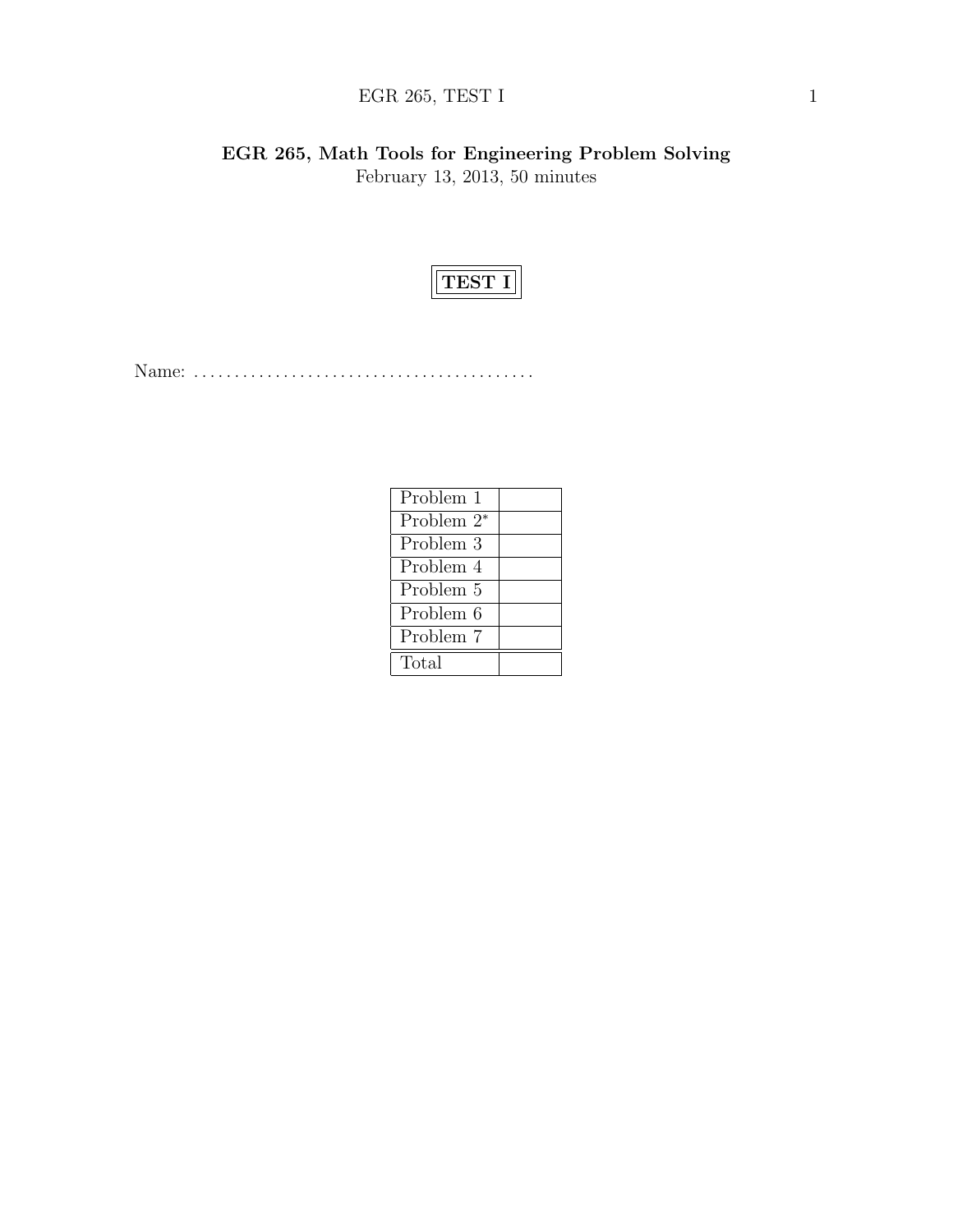**EGR 265, Math Tools for Engineering Problem Solving**

February 13, 2013, 50 minutes

# TEST I

Name: ........................................

| Problem 1 | |
|---|---|
| Problem 2* | |
| Problem 3 | |
| Problem 4 | |
| Problem 5 | |
| Problem 6 | |
| Problem 7 | |
| Total | |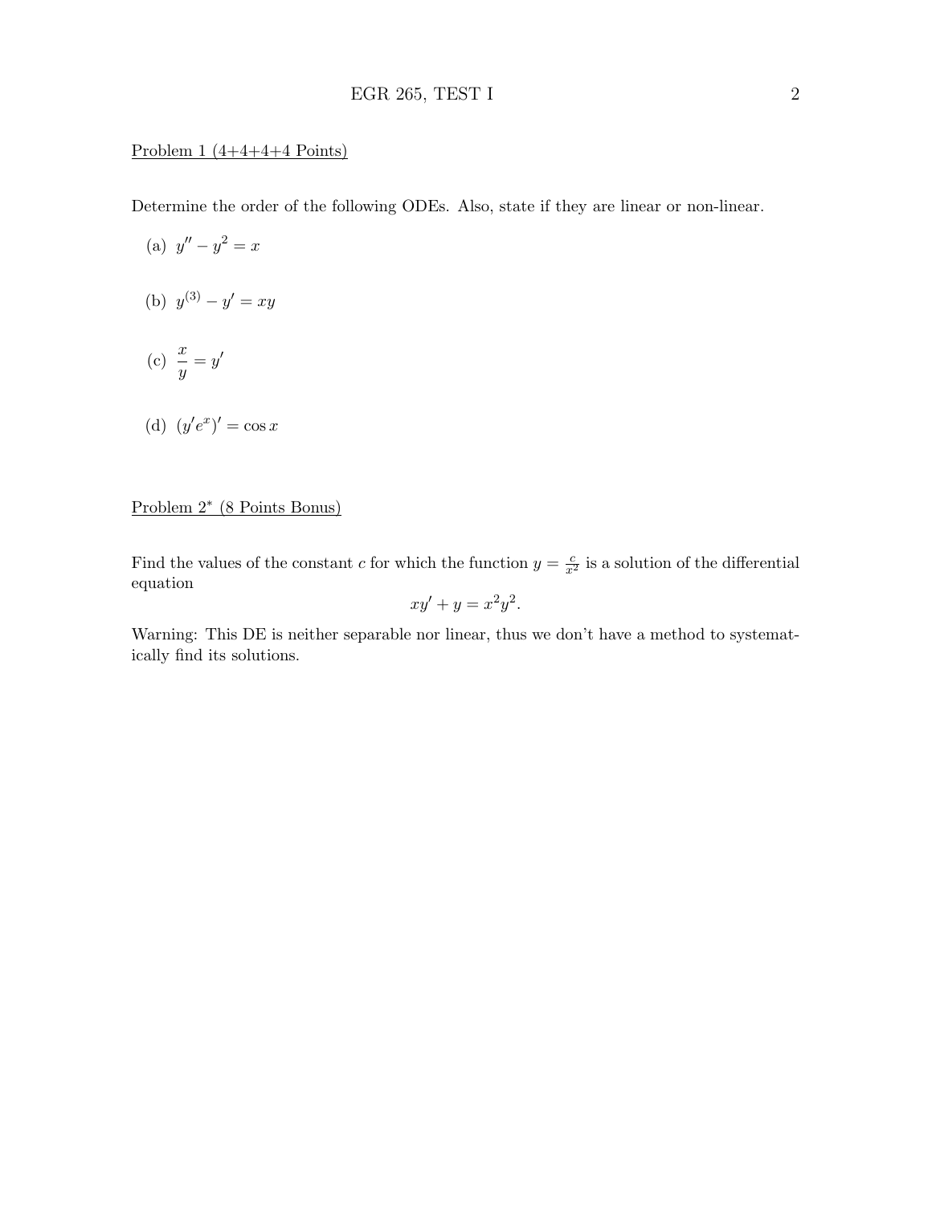Problem 1 (4+4+4+4 Points)

Determine the order of the following ODEs. Also, state if they are linear or non-linear.

(a) $y'' - y^2 = x$

(b) $y^{(3)} - y' = xy$

(c) $\dfrac{x}{y} = y'$

(d) $(y'e^x)' = \cos x$

Problem 2* (8 Points Bonus)

Find the values of the constant $c$ for which the function $y = \frac{c}{x^2}$ is a solution of the differential equation

$$xy' + y = x^2y^2.$$

Warning: This DE is neither separable nor linear, thus we don't have a method to systematically find its solutions.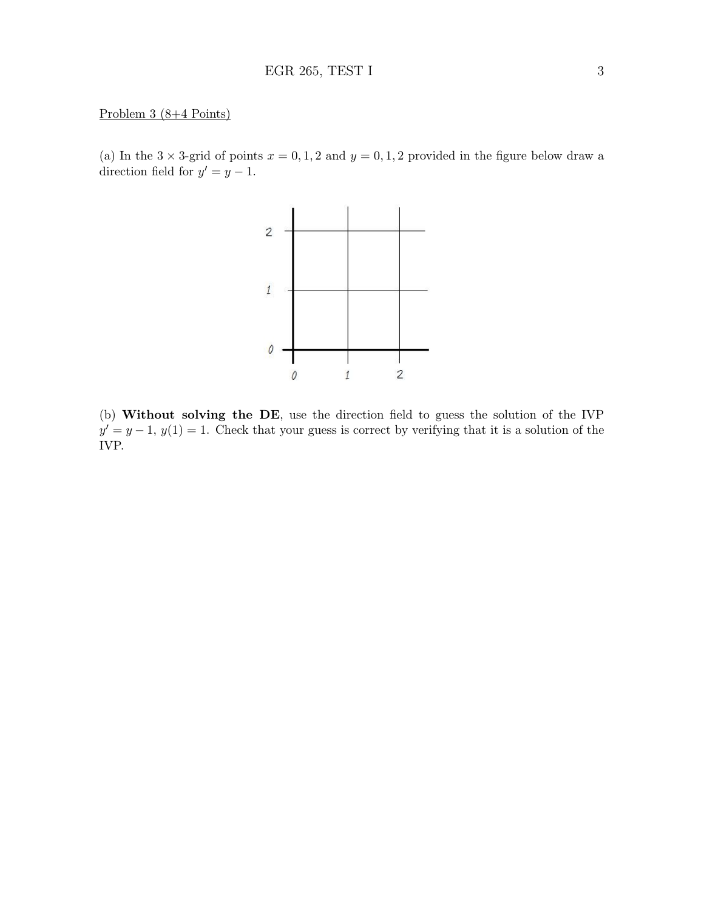Problem 3 (8+4 Points)

(a) In the $3 \times 3$-grid of points $x = 0, 1, 2$ and $y = 0, 1, 2$ provided in the figure below draw a direction field for $y' = y - 1$.

(b) **Without solving the DE**, use the direction field to guess the solution of the IVP $y' = y - 1$, $y(1) = 1$. Check that your guess is correct by verifying that it is a solution of the IVP.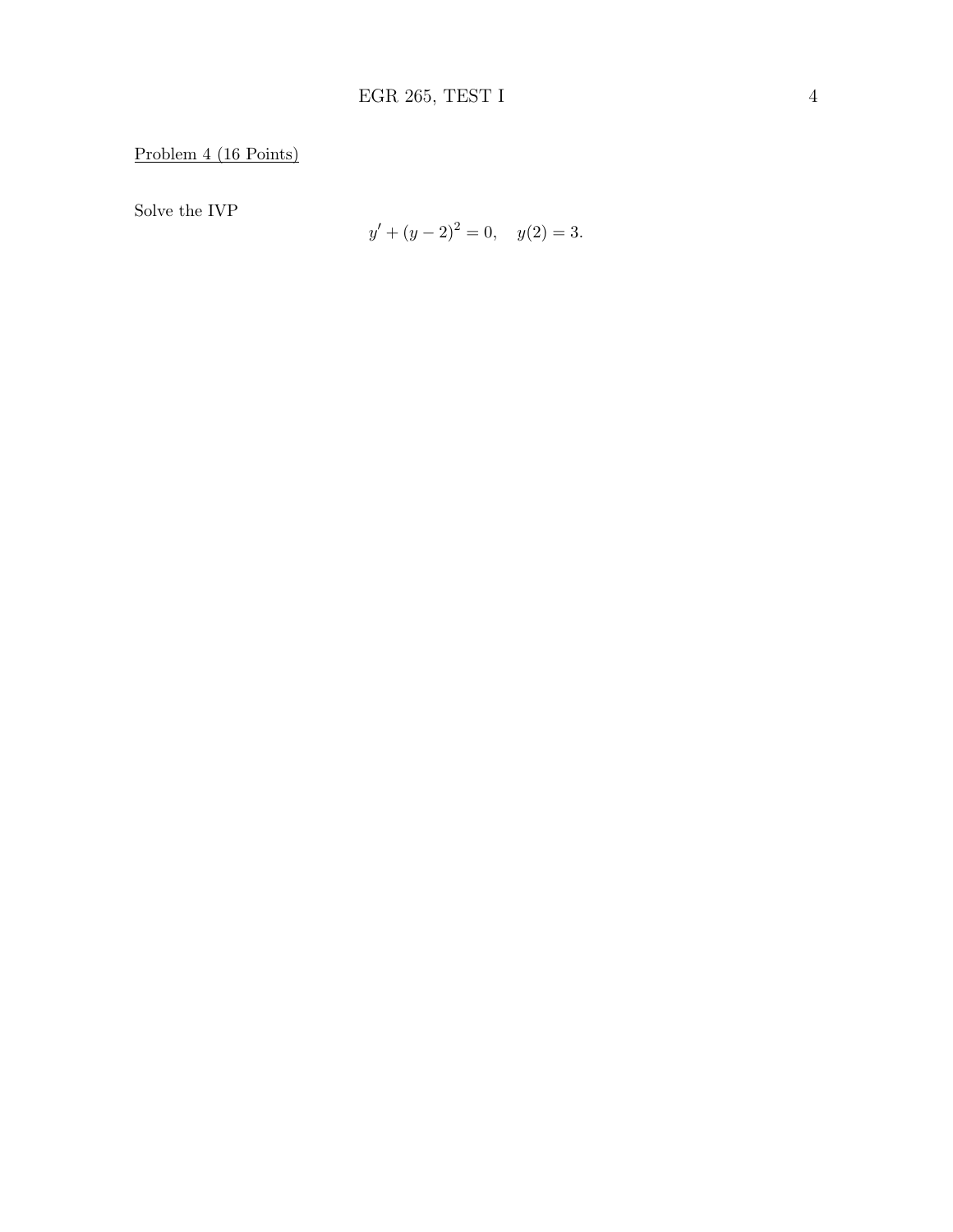Problem 4 (16 Points)

Solve the IVP

$$y' + (y-2)^2 = 0, \quad y(2) = 3.$$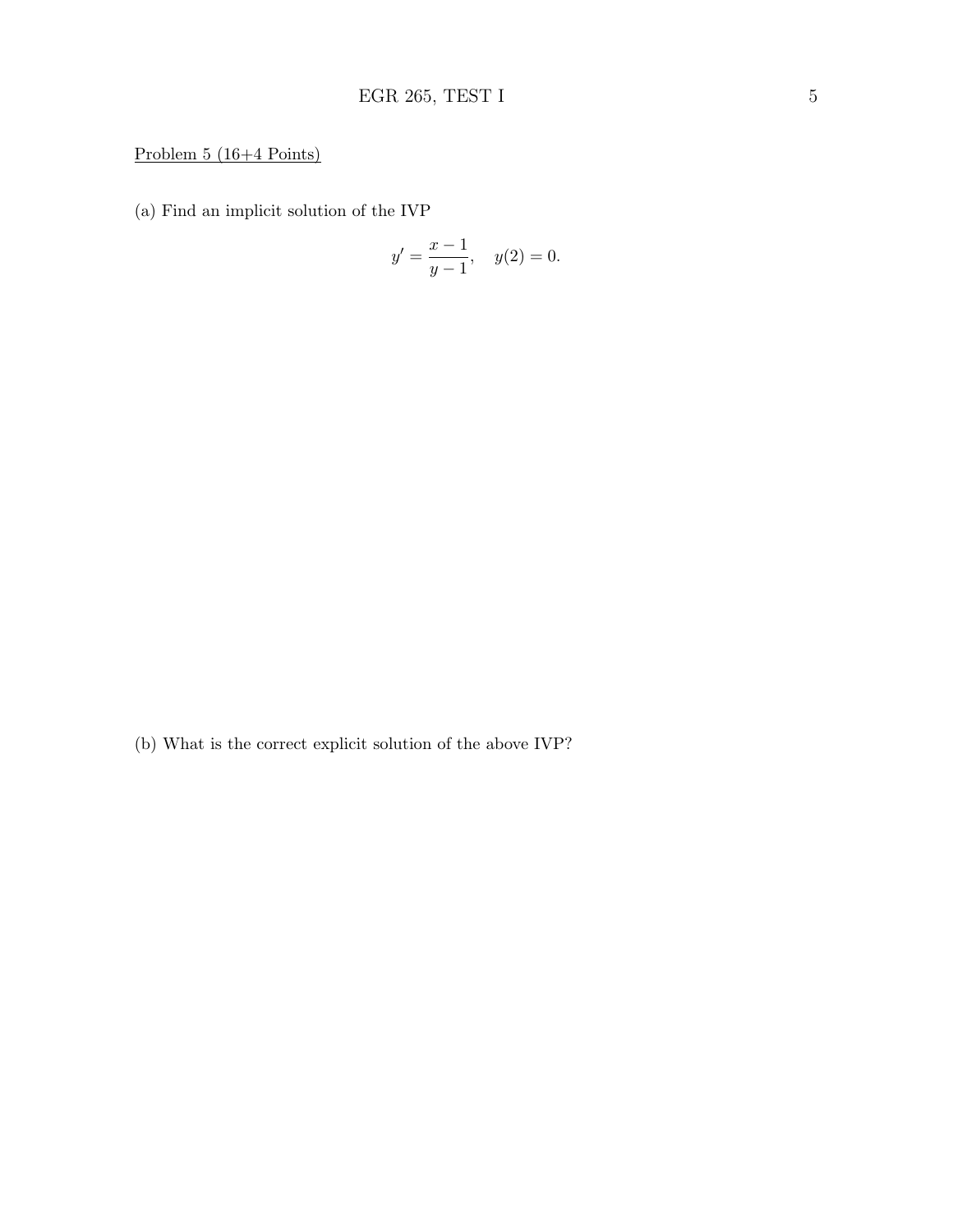Problem 5 (16+4 Points)

(a) Find an implicit solution of the IVP

$$y' = \frac{x-1}{y-1}, \quad y(2) = 0.$$

(b) What is the correct explicit solution of the above IVP?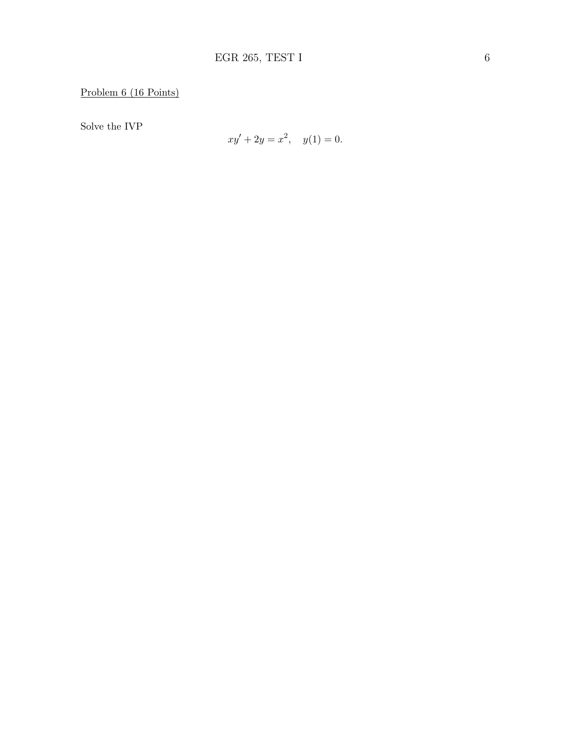Problem 6 (16 Points)

Solve the IVP

$$xy' + 2y = x^2, \quad y(1) = 0.$$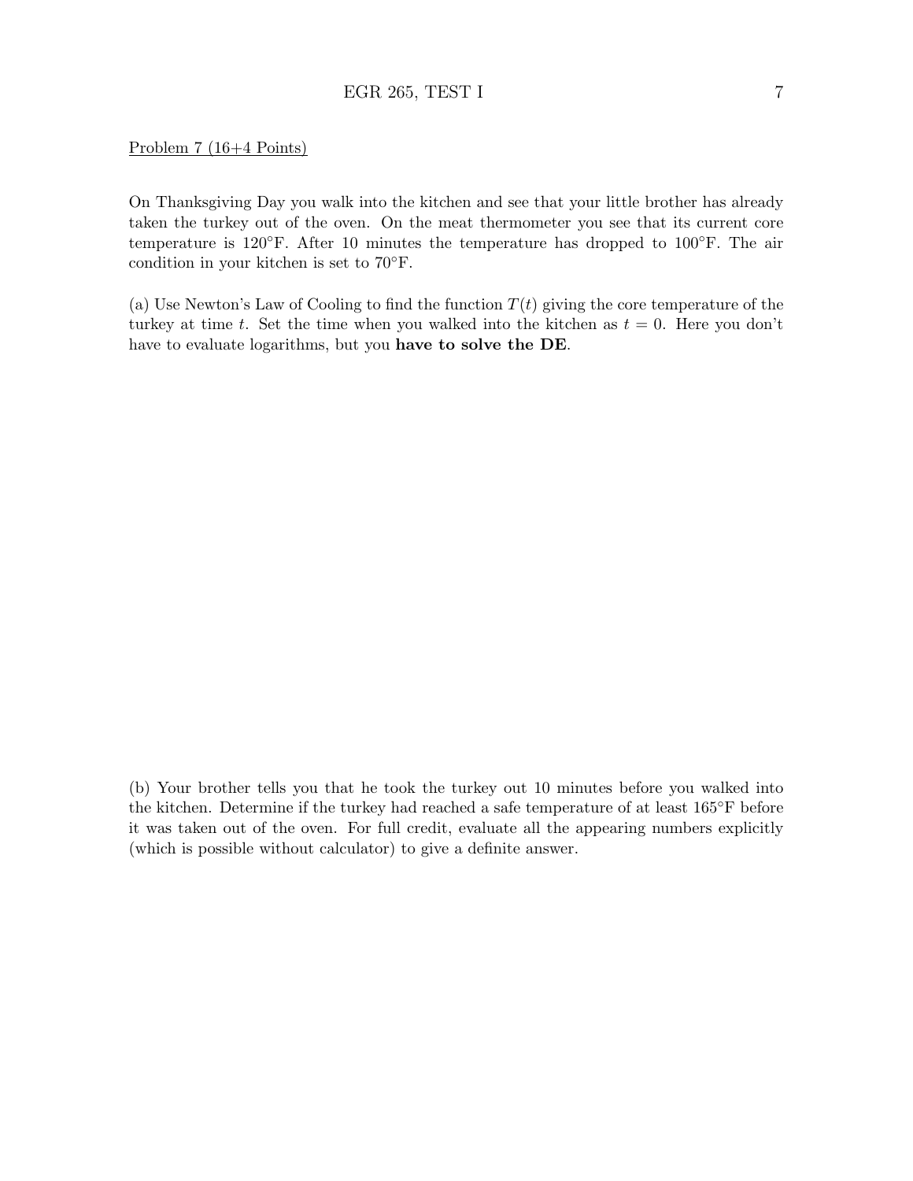Problem 7 (16+4 Points)

On Thanksgiving Day you walk into the kitchen and see that your little brother has already taken the turkey out of the oven. On the meat thermometer you see that its current core temperature is 120°F. After 10 minutes the temperature has dropped to 100°F. The air condition in your kitchen is set to 70°F.

(a) Use Newton's Law of Cooling to find the function $T(t)$ giving the core temperature of the turkey at time $t$. Set the time when you walked into the kitchen as $t = 0$. Here you don't have to evaluate logarithms, but you **have to solve the DE**.

(b) Your brother tells you that he took the turkey out 10 minutes before you walked into the kitchen. Determine if the turkey had reached a safe temperature of at least 165°F before it was taken out of the oven. For full credit, evaluate all the appearing numbers explicitly (which is possible without calculator) to give a definite answer.